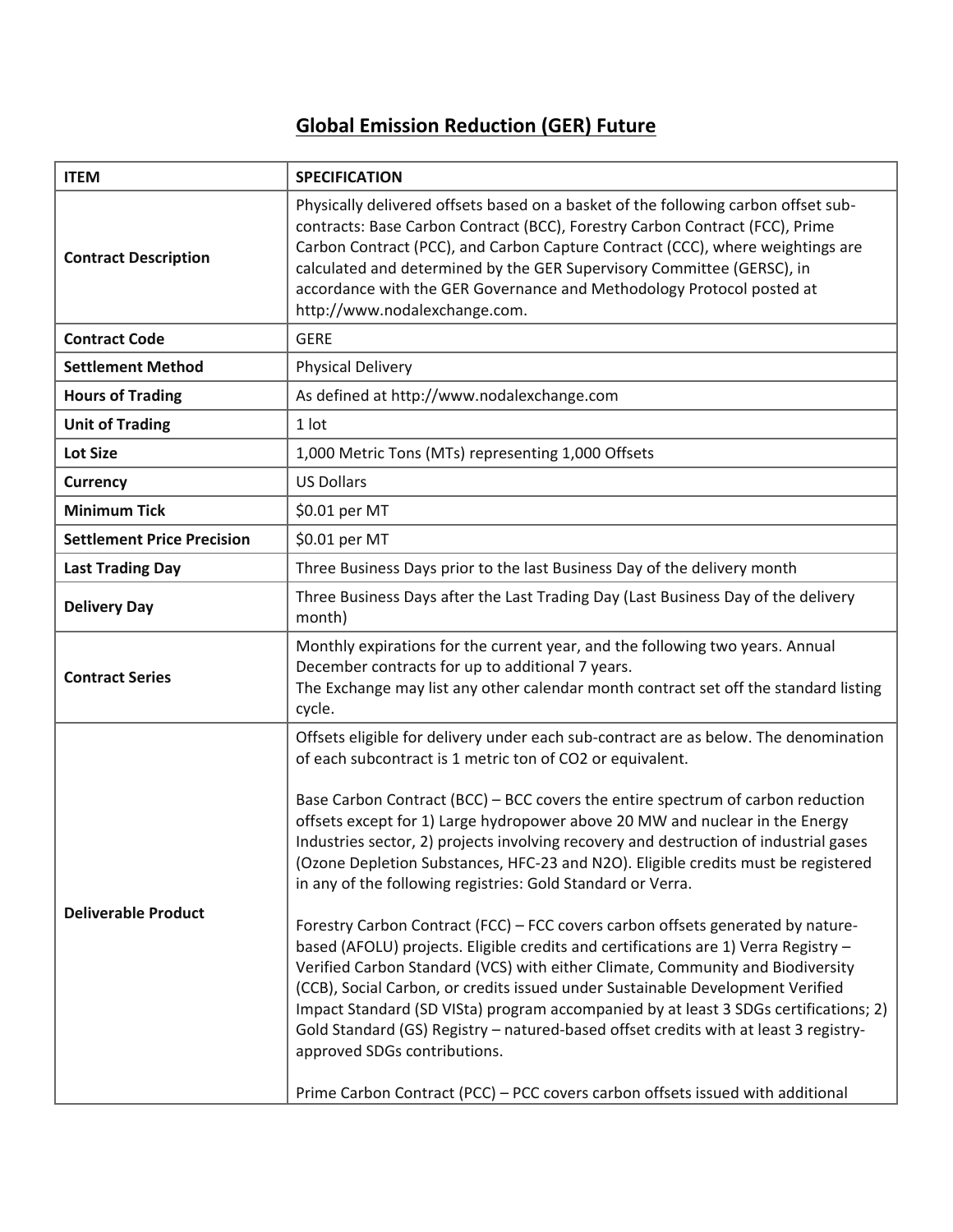# Global Emission Reduction (GER) Future

| ITEM | SPECIFICATION |
|---|---|
| Contract Description | Physically delivered offsets based on a basket of the following carbon offset sub-contracts: Base Carbon Contract (BCC), Forestry Carbon Contract (FCC), Prime Carbon Contract (PCC), and Carbon Capture Contract (CCC), where weightings are calculated and determined by the GER Supervisory Committee (GERSC), in accordance with the GER Governance and Methodology Protocol posted at http://www.nodalexchange.com. |
| Contract Code | GERE |
| Settlement Method | Physical Delivery |
| Hours of Trading | As defined at http://www.nodalexchange.com |
| Unit of Trading | 1 lot |
| Lot Size | 1,000 Metric Tons (MTs) representing 1,000 Offsets |
| Currency | US Dollars |
| Minimum Tick | $0.01 per MT |
| Settlement Price Precision | $0.01 per MT |
| Last Trading Day | Three Business Days prior to the last Business Day of the delivery month |
| Delivery Day | Three Business Days after the Last Trading Day (Last Business Day of the delivery month) |
| Contract Series | Monthly expirations for the current year, and the following two years. Annual December contracts for up to additional 7 years.<br>The Exchange may list any other calendar month contract set off the standard listing cycle. |
| Deliverable Product | Offsets eligible for delivery under each sub-contract are as below. The denomination of each subcontract is 1 metric ton of $CO_2$ or equivalent.<br><br>Base Carbon Contract (BCC) – BCC covers the entire spectrum of carbon reduction offsets except for 1) Large hydropower above 20 MW and nuclear in the Energy Industries sector, 2) projects involving recovery and destruction of industrial gases (Ozone Depletion Substances, HFC-23 and $N_2O$). Eligible credits must be registered in any of the following registries: Gold Standard or Verra.<br><br>Forestry Carbon Contract (FCC) – FCC covers carbon offsets generated by nature-based (AFOLU) projects. Eligible credits and certifications are 1) Verra Registry – Verified Carbon Standard (VCS) with either Climate, Community and Biodiversity (CCB), Social Carbon, or credits issued under Sustainable Development Verified Impact Standard (SD VISta) program accompanied by at least 3 SDGs certifications; 2) Gold Standard (GS) Registry – natured-based offset credits with at least 3 registry-approved SDGs contributions.<br><br>Prime Carbon Contract (PCC) – PCC covers carbon offsets issued with additional |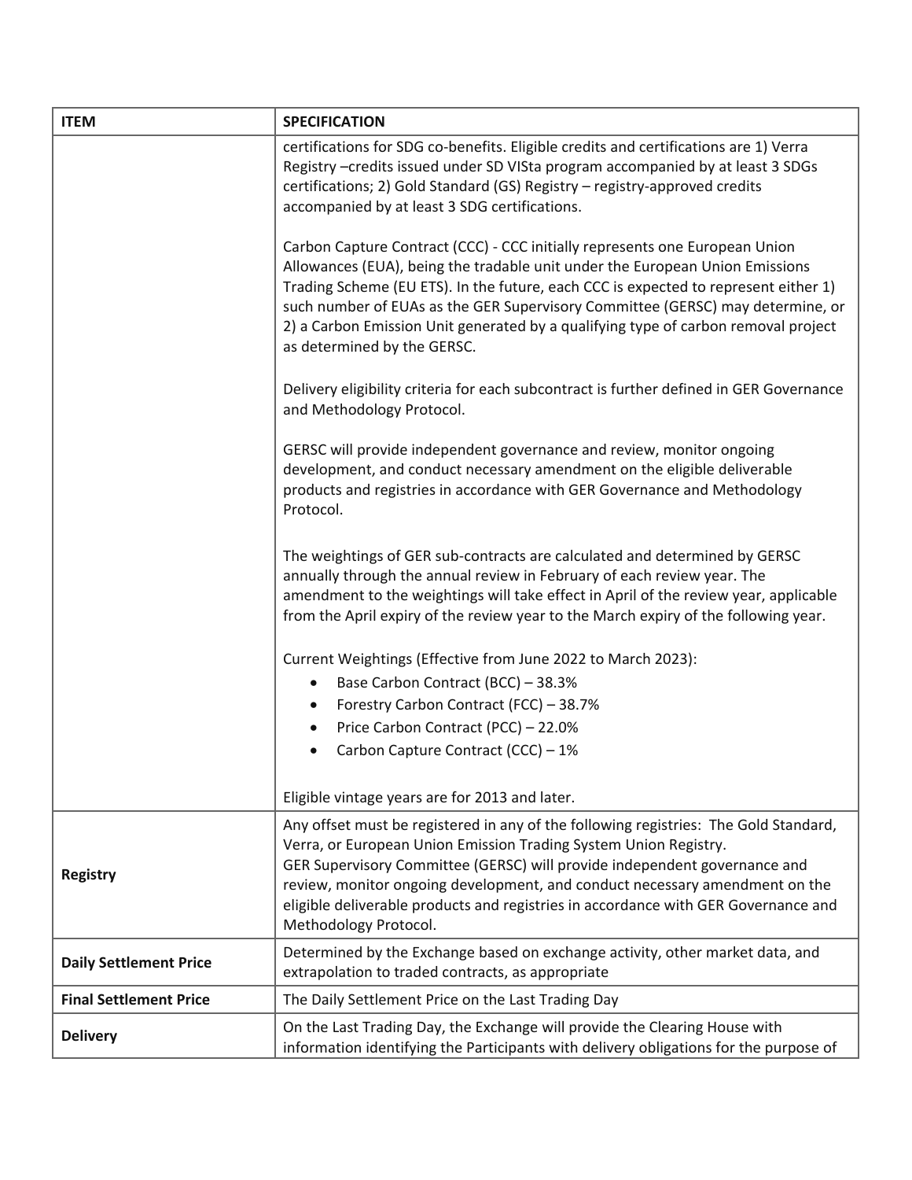| ITEM | SPECIFICATION |
| --- | --- |
| | certifications for SDG co-benefits. Eligible credits and certifications are 1) Verra Registry –credits issued under SD VISta program accompanied by at least 3 SDGs certifications; 2) Gold Standard (GS) Registry – registry-approved credits accompanied by at least 3 SDG certifications.<br><br>Carbon Capture Contract (CCC) - CCC initially represents one European Union Allowances (EUA), being the tradable unit under the European Union Emissions Trading Scheme (EU ETS). In the future, each CCC is expected to represent either 1) such number of EUAs as the GER Supervisory Committee (GERSC) may determine, or 2) a Carbon Emission Unit generated by a qualifying type of carbon removal project as determined by the GERSC.<br><br>Delivery eligibility criteria for each subcontract is further defined in GER Governance and Methodology Protocol.<br><br>GERSC will provide independent governance and review, monitor ongoing development, and conduct necessary amendment on the eligible deliverable products and registries in accordance with GER Governance and Methodology Protocol.<br><br>The weightings of GER sub-contracts are calculated and determined by GERSC annually through the annual review in February of each review year. The amendment to the weightings will take effect in April of the review year, applicable from the April expiry of the review year to the March expiry of the following year.<br><br>Current Weightings (Effective from June 2022 to March 2023):<br>• Base Carbon Contract (BCC) – 38.3%<br>• Forestry Carbon Contract (FCC) – 38.7%<br>• Price Carbon Contract (PCC) – 22.0%<br>• Carbon Capture Contract (CCC) – 1%<br><br>Eligible vintage years are for 2013 and later. |
| **Registry** | Any offset must be registered in any of the following registries: The Gold Standard, Verra, or European Union Emission Trading System Union Registry.<br>GER Supervisory Committee (GERSC) will provide independent governance and review, monitor ongoing development, and conduct necessary amendment on the eligible deliverable products and registries in accordance with GER Governance and Methodology Protocol. |
| **Daily Settlement Price** | Determined by the Exchange based on exchange activity, other market data, and extrapolation to traded contracts, as appropriate |
| **Final Settlement Price** | The Daily Settlement Price on the Last Trading Day |
| **Delivery** | On the Last Trading Day, the Exchange will provide the Clearing House with information identifying the Participants with delivery obligations for the purpose of |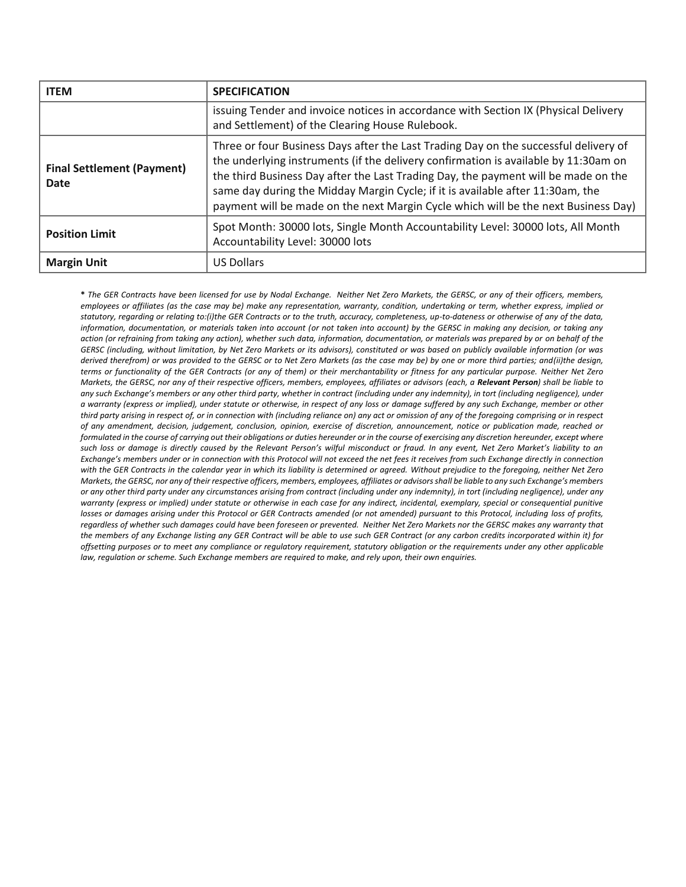| ITEM | SPECIFICATION |
| --- | --- |
| | issuing Tender and invoice notices in accordance with Section IX (Physical Delivery and Settlement) of the Clearing House Rulebook. |
| **Final Settlement (Payment) Date** | Three or four Business Days after the Last Trading Day on the successful delivery of the underlying instruments (if the delivery confirmation is available by 11:30am on the third Business Day after the Last Trading Day, the payment will be made on the same day during the Midday Margin Cycle; if it is available after 11:30am, the payment will be made on the next Margin Cycle which will be the next Business Day) |
| **Position Limit** | Spot Month: 30000 lots, Single Month Accountability Level: 30000 lots, All Month Accountability Level: 30000 lots |
| **Margin Unit** | US Dollars |

**\*** *The GER Contracts have been licensed for use by Nodal Exchange. Neither Net Zero Markets, the GERSC, or any of their officers, members, employees or affiliates (as the case may be) make any representation, warranty, condition, undertaking or term, whether express, implied or statutory, regarding or relating to:(i)the GER Contracts or to the truth, accuracy, completeness, up-to-dateness or otherwise of any of the data, information, documentation, or materials taken into account (or not taken into account) by the GERSC in making any decision, or taking any action (or refraining from taking any action), whether such data, information, documentation, or materials was prepared by or on behalf of the GERSC (including, without limitation, by Net Zero Markets or its advisors), constituted or was based on publicly available information (or was derived therefrom) or was provided to the GERSC or to Net Zero Markets (as the case may be) by one or more third parties; and(ii)the design, terms or functionality of the GER Contracts (or any of them) or their merchantability or fitness for any particular purpose. Neither Net Zero Markets, the GERSC, nor any of their respective officers, members, employees, affiliates or advisors (each, a **Relevant Person**) shall be liable to any such Exchange's members or any other third party, whether in contract (including under any indemnity), in tort (including negligence), under a warranty (express or implied), under statute or otherwise, in respect of any loss or damage suffered by any such Exchange, member or other third party arising in respect of, or in connection with (including reliance on) any act or omission of any of the foregoing comprising or in respect of any amendment, decision, judgement, conclusion, opinion, exercise of discretion, announcement, notice or publication made, reached or formulated in the course of carrying out their obligations or duties hereunder or in the course of exercising any discretion hereunder, except where such loss or damage is directly caused by the Relevant Person's wilful misconduct or fraud. In any event, Net Zero Market's liability to an Exchange's members under or in connection with this Protocol will not exceed the net fees it receives from such Exchange directly in connection with the GER Contracts in the calendar year in which its liability is determined or agreed. Without prejudice to the foregoing, neither Net Zero Markets, the GERSC, nor any of their respective officers, members, employees, affiliates or advisors shall be liable to any such Exchange's members or any other third party under any circumstances arising from contract (including under any indemnity), in tort (including negligence), under any warranty (express or implied) under statute or otherwise in each case for any indirect, incidental, exemplary, special or consequential punitive losses or damages arising under this Protocol or GER Contracts amended (or not amended) pursuant to this Protocol, including loss of profits, regardless of whether such damages could have been foreseen or prevented. Neither Net Zero Markets nor the GERSC makes any warranty that the members of any Exchange listing any GER Contract will be able to use such GER Contract (or any carbon credits incorporated within it) for offsetting purposes or to meet any compliance or regulatory requirement, statutory obligation or the requirements under any other applicable law, regulation or scheme. Such Exchange members are required to make, and rely upon, their own enquiries.*